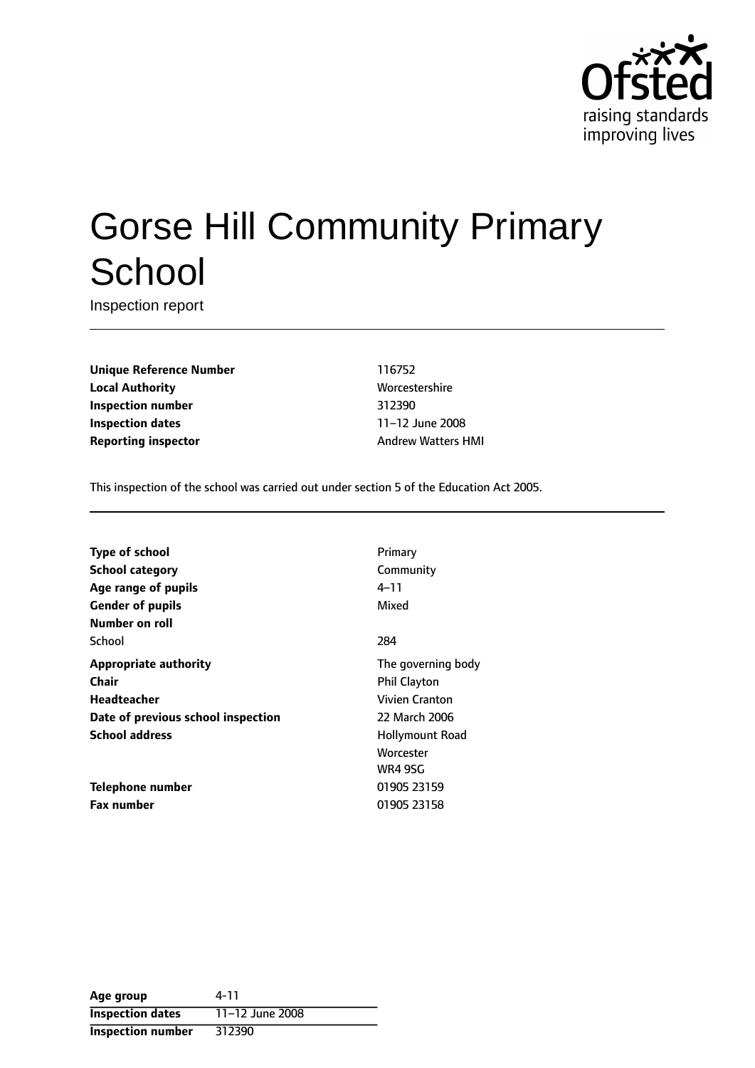Ofsted
raising standards
improving lives

# Gorse Hill Community Primary School

Inspection report

| | |
|---|---|
| **Unique Reference Number** | 116752 |
| **Local Authority** | Worcestershire |
| **Inspection number** | 312390 |
| **Inspection dates** | 11–12 June 2008 |
| **Reporting inspector** | Andrew Watters HMI |

This inspection of the school was carried out under section 5 of the Education Act 2005.

| | |
|---|---|
| **Type of school** | Primary |
| **School category** | Community |
| **Age range of pupils** | 4–11 |
| **Gender of pupils** | Mixed |
| **Number on roll** | |
| School | 284 |
| **Appropriate authority** | The governing body |
| **Chair** | Phil Clayton |
| **Headteacher** | Vivien Cranton |
| **Date of previous school inspection** | 22 March 2006 |
| **School address** | Hollymount Road<br>Worcester<br>WR4 9SG |
| **Telephone number** | 01905 23159 |
| **Fax number** | 01905 23158 |

| | |
|---|---|
| **Age group** | 4-11 |
| **Inspection dates** | 11–12 June 2008 |
| **Inspection number** | 312390 |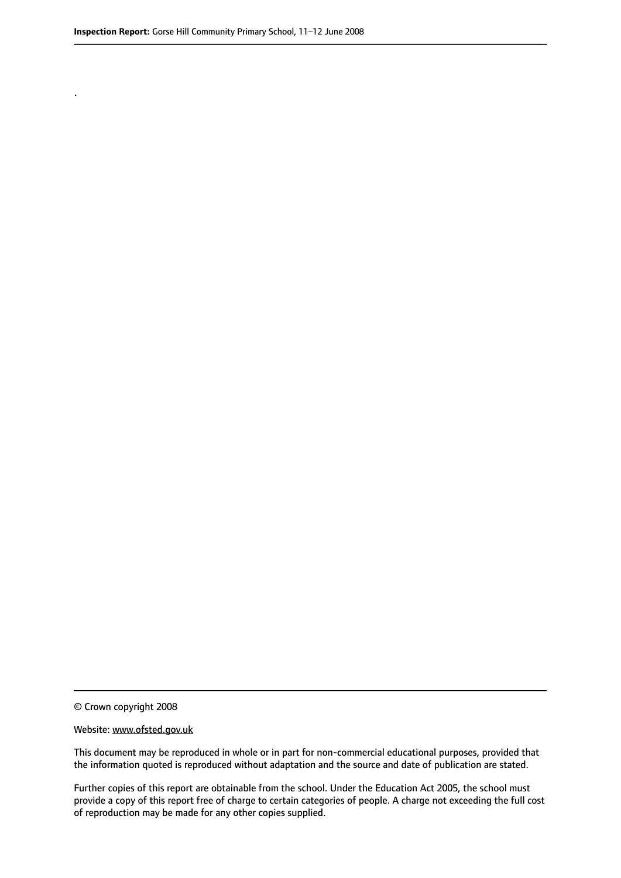.

© Crown copyright 2008

Website: www.ofsted.gov.uk

This document may be reproduced in whole or in part for non-commercial educational purposes, provided that the information quoted is reproduced without adaptation and the source and date of publication are stated.

Further copies of this report are obtainable from the school. Under the Education Act 2005, the school must provide a copy of this report free of charge to certain categories of people. A charge not exceeding the full cost of reproduction may be made for any other copies supplied.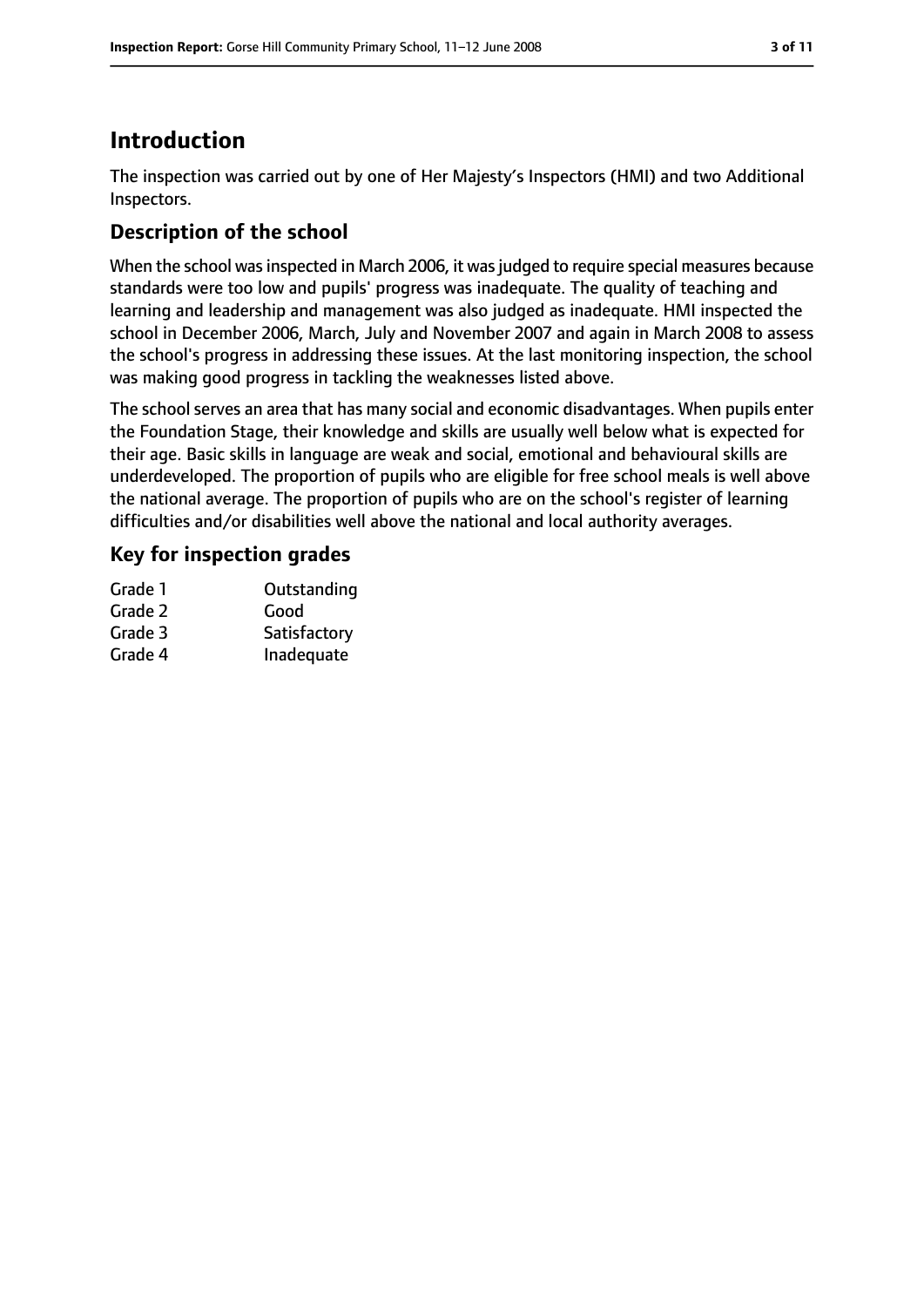## Introduction

The inspection was carried out by one of Her Majesty's Inspectors (HMI) and two Additional Inspectors.

### Description of the school

When the school was inspected in March 2006, it was judged to require special measures because standards were too low and pupils' progress was inadequate. The quality of teaching and learning and leadership and management was also judged as inadequate. HMI inspected the school in December 2006, March, July and November 2007 and again in March 2008 to assess the school's progress in addressing these issues. At the last monitoring inspection, the school was making good progress in tackling the weaknesses listed above.

The school serves an area that has many social and economic disadvantages. When pupils enter the Foundation Stage, their knowledge and skills are usually well below what is expected for their age. Basic skills in language are weak and social, emotional and behavioural skills are underdeveloped. The proportion of pupils who are eligible for free school meals is well above the national average. The proportion of pupils who are on the school's register of learning difficulties and/or disabilities well above the national and local authority averages.

### Key for inspection grades

| | |
|---|---|
| Grade 1 | Outstanding |
| Grade 2 | Good |
| Grade 3 | Satisfactory |
| Grade 4 | Inadequate |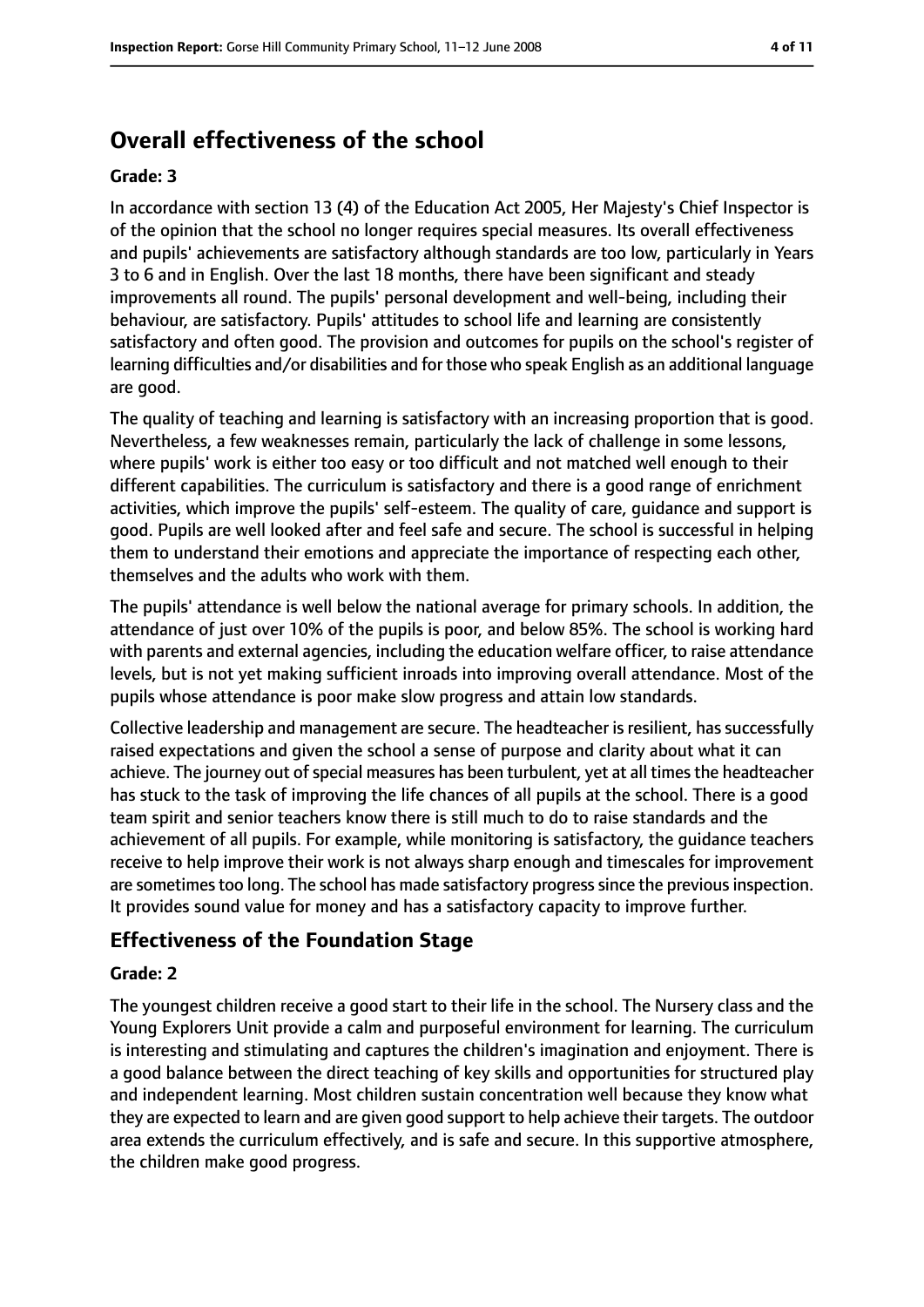## Overall effectiveness of the school

### Grade: 3

In accordance with section 13 (4) of the Education Act 2005, Her Majesty's Chief Inspector is of the opinion that the school no longer requires special measures. Its overall effectiveness and pupils' achievements are satisfactory although standards are too low, particularly in Years 3 to 6 and in English. Over the last 18 months, there have been significant and steady improvements all round. The pupils' personal development and well-being, including their behaviour, are satisfactory. Pupils' attitudes to school life and learning are consistently satisfactory and often good. The provision and outcomes for pupils on the school's register of learning difficulties and/or disabilities and for those who speak English as an additional language are good.

The quality of teaching and learning is satisfactory with an increasing proportion that is good. Nevertheless, a few weaknesses remain, particularly the lack of challenge in some lessons, where pupils' work is either too easy or too difficult and not matched well enough to their different capabilities. The curriculum is satisfactory and there is a good range of enrichment activities, which improve the pupils' self-esteem. The quality of care, guidance and support is good. Pupils are well looked after and feel safe and secure. The school is successful in helping them to understand their emotions and appreciate the importance of respecting each other, themselves and the adults who work with them.

The pupils' attendance is well below the national average for primary schools. In addition, the attendance of just over 10% of the pupils is poor, and below 85%. The school is working hard with parents and external agencies, including the education welfare officer, to raise attendance levels, but is not yet making sufficient inroads into improving overall attendance. Most of the pupils whose attendance is poor make slow progress and attain low standards.

Collective leadership and management are secure. The headteacher is resilient, has successfully raised expectations and given the school a sense of purpose and clarity about what it can achieve. The journey out of special measures has been turbulent, yet at all times the headteacher has stuck to the task of improving the life chances of all pupils at the school. There is a good team spirit and senior teachers know there is still much to do to raise standards and the achievement of all pupils. For example, while monitoring is satisfactory, the guidance teachers receive to help improve their work is not always sharp enough and timescales for improvement are sometimes too long. The school has made satisfactory progress since the previous inspection. It provides sound value for money and has a satisfactory capacity to improve further.

## Effectiveness of the Foundation Stage

### Grade: 2

The youngest children receive a good start to their life in the school. The Nursery class and the Young Explorers Unit provide a calm and purposeful environment for learning. The curriculum is interesting and stimulating and captures the children's imagination and enjoyment. There is a good balance between the direct teaching of key skills and opportunities for structured play and independent learning. Most children sustain concentration well because they know what they are expected to learn and are given good support to help achieve their targets. The outdoor area extends the curriculum effectively, and is safe and secure. In this supportive atmosphere, the children make good progress.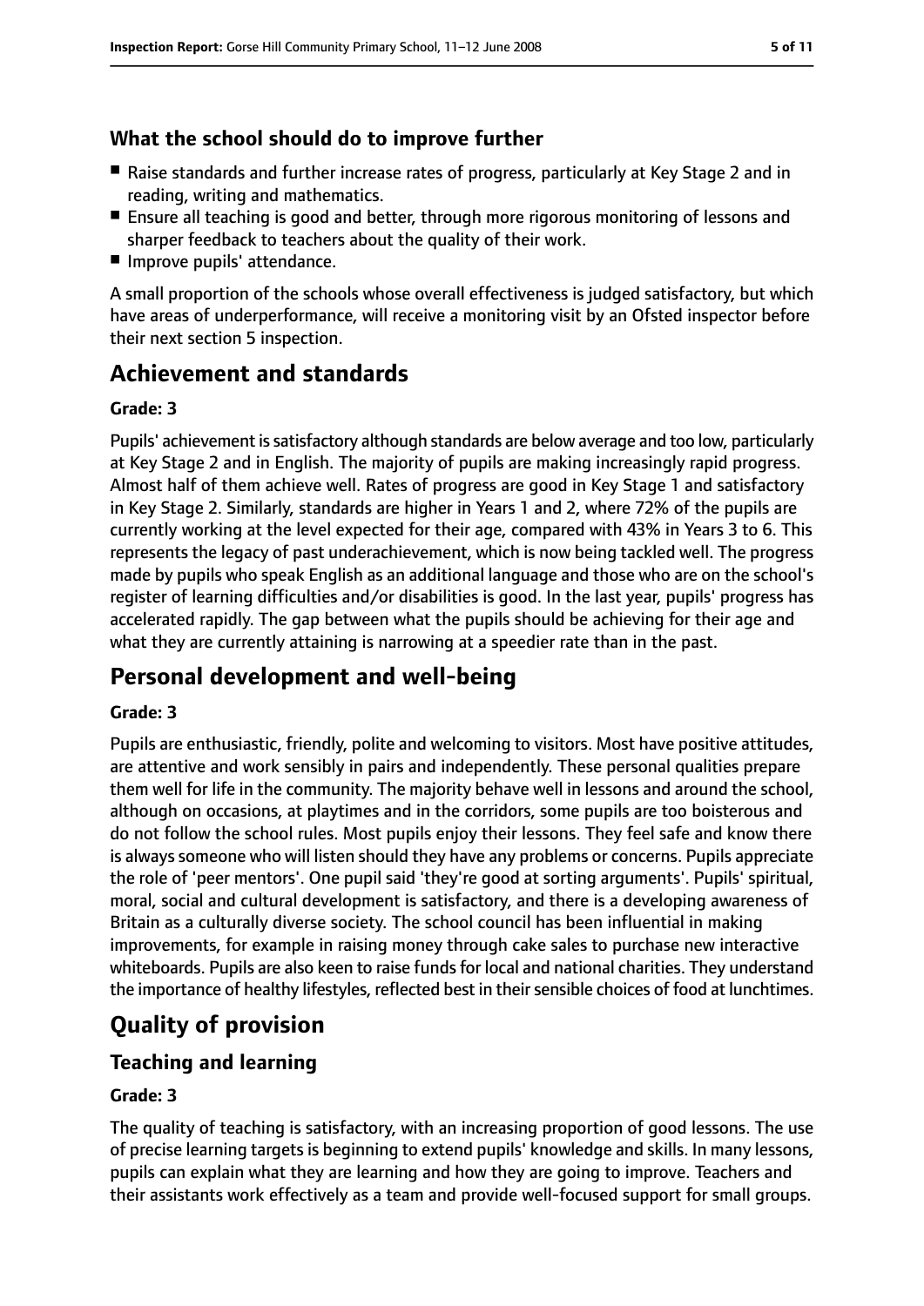### What the school should do to improve further

- Raise standards and further increase rates of progress, particularly at Key Stage 2 and in reading, writing and mathematics.
- Ensure all teaching is good and better, through more rigorous monitoring of lessons and sharper feedback to teachers about the quality of their work.
- Improve pupils' attendance.

A small proportion of the schools whose overall effectiveness is judged satisfactory, but which have areas of underperformance, will receive a monitoring visit by an Ofsted inspector before their next section 5 inspection.

## Achievement and standards

**Grade: 3**

Pupils' achievement is satisfactory although standards are below average and too low, particularly at Key Stage 2 and in English. The majority of pupils are making increasingly rapid progress. Almost half of them achieve well. Rates of progress are good in Key Stage 1 and satisfactory in Key Stage 2. Similarly, standards are higher in Years 1 and 2, where 72% of the pupils are currently working at the level expected for their age, compared with 43% in Years 3 to 6. This represents the legacy of past underachievement, which is now being tackled well. The progress made by pupils who speak English as an additional language and those who are on the school's register of learning difficulties and/or disabilities is good. In the last year, pupils' progress has accelerated rapidly. The gap between what the pupils should be achieving for their age and what they are currently attaining is narrowing at a speedier rate than in the past.

## Personal development and well-being

**Grade: 3**

Pupils are enthusiastic, friendly, polite and welcoming to visitors. Most have positive attitudes, are attentive and work sensibly in pairs and independently. These personal qualities prepare them well for life in the community. The majority behave well in lessons and around the school, although on occasions, at playtimes and in the corridors, some pupils are too boisterous and do not follow the school rules. Most pupils enjoy their lessons. They feel safe and know there is always someone who will listen should they have any problems or concerns. Pupils appreciate the role of 'peer mentors'. One pupil said 'they're good at sorting arguments'. Pupils' spiritual, moral, social and cultural development is satisfactory, and there is a developing awareness of Britain as a culturally diverse society. The school council has been influential in making improvements, for example in raising money through cake sales to purchase new interactive whiteboards. Pupils are also keen to raise funds for local and national charities. They understand the importance of healthy lifestyles, reflected best in their sensible choices of food at lunchtimes.

## Quality of provision

### Teaching and learning

**Grade: 3**

The quality of teaching is satisfactory, with an increasing proportion of good lessons. The use of precise learning targets is beginning to extend pupils' knowledge and skills. In many lessons, pupils can explain what they are learning and how they are going to improve. Teachers and their assistants work effectively as a team and provide well-focused support for small groups.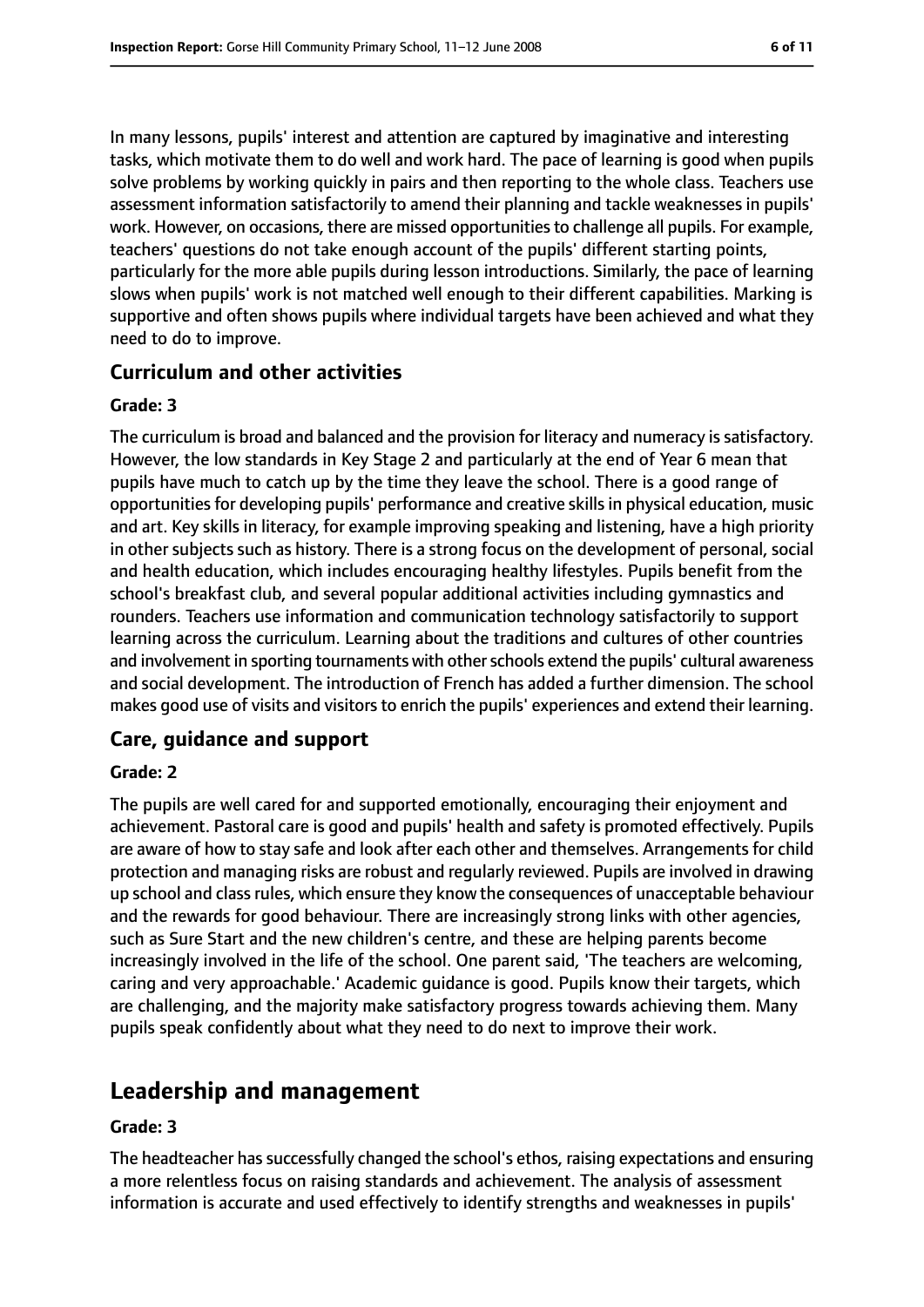In many lessons, pupils' interest and attention are captured by imaginative and interesting tasks, which motivate them to do well and work hard. The pace of learning is good when pupils solve problems by working quickly in pairs and then reporting to the whole class. Teachers use assessment information satisfactorily to amend their planning and tackle weaknesses in pupils' work. However, on occasions, there are missed opportunities to challenge all pupils. For example, teachers' questions do not take enough account of the pupils' different starting points, particularly for the more able pupils during lesson introductions. Similarly, the pace of learning slows when pupils' work is not matched well enough to their different capabilities. Marking is supportive and often shows pupils where individual targets have been achieved and what they need to do to improve.

### Curriculum and other activities

#### Grade: 3

The curriculum is broad and balanced and the provision for literacy and numeracy is satisfactory. However, the low standards in Key Stage 2 and particularly at the end of Year 6 mean that pupils have much to catch up by the time they leave the school. There is a good range of opportunities for developing pupils' performance and creative skills in physical education, music and art. Key skills in literacy, for example improving speaking and listening, have a high priority in other subjects such as history. There is a strong focus on the development of personal, social and health education, which includes encouraging healthy lifestyles. Pupils benefit from the school's breakfast club, and several popular additional activities including gymnastics and rounders. Teachers use information and communication technology satisfactorily to support learning across the curriculum. Learning about the traditions and cultures of other countries and involvement in sporting tournaments with other schools extend the pupils' cultural awareness and social development. The introduction of French has added a further dimension. The school makes good use of visits and visitors to enrich the pupils' experiences and extend their learning.

### Care, guidance and support

#### Grade: 2

The pupils are well cared for and supported emotionally, encouraging their enjoyment and achievement. Pastoral care is good and pupils' health and safety is promoted effectively. Pupils are aware of how to stay safe and look after each other and themselves. Arrangements for child protection and managing risks are robust and regularly reviewed. Pupils are involved in drawing up school and class rules, which ensure they know the consequences of unacceptable behaviour and the rewards for good behaviour. There are increasingly strong links with other agencies, such as Sure Start and the new children's centre, and these are helping parents become increasingly involved in the life of the school. One parent said, 'The teachers are welcoming, caring and very approachable.' Academic guidance is good. Pupils know their targets, which are challenging, and the majority make satisfactory progress towards achieving them. Many pupils speak confidently about what they need to do next to improve their work.

## Leadership and management

#### Grade: 3

The headteacher has successfully changed the school's ethos, raising expectations and ensuring a more relentless focus on raising standards and achievement. The analysis of assessment information is accurate and used effectively to identify strengths and weaknesses in pupils'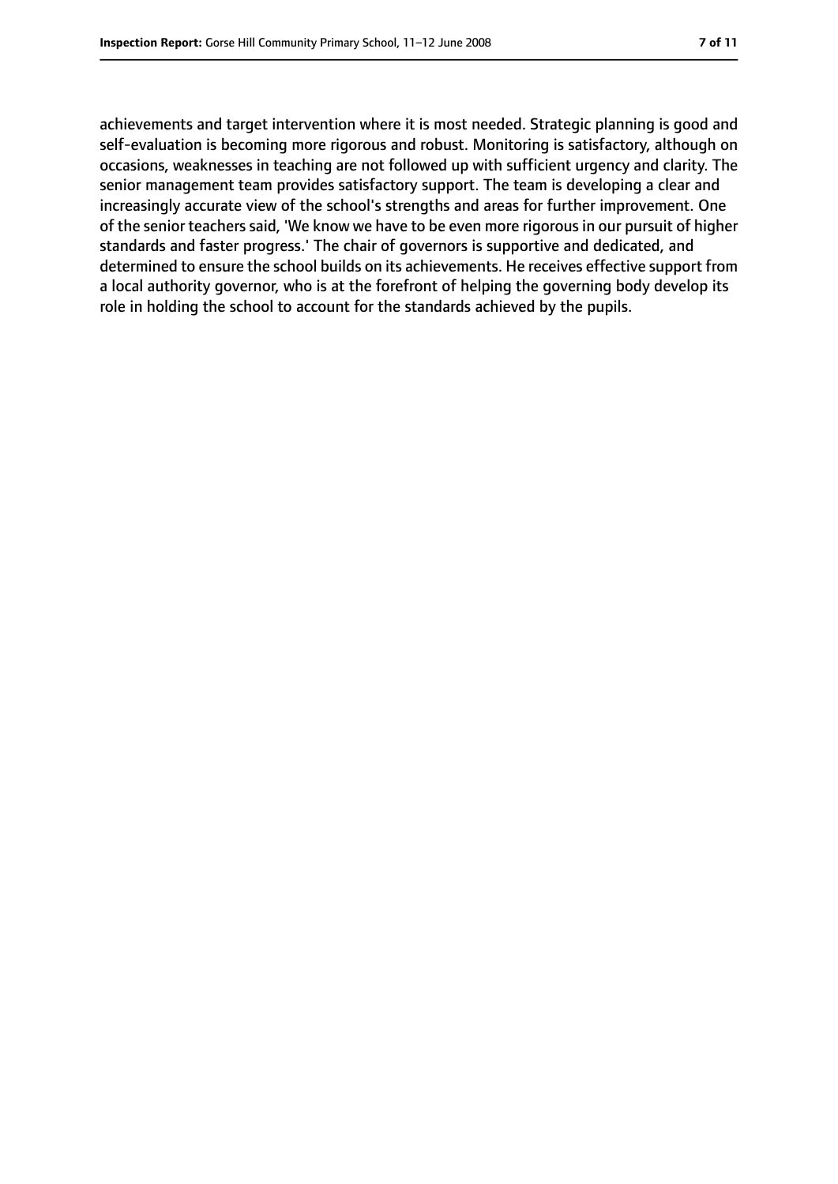achievements and target intervention where it is most needed. Strategic planning is good and self-evaluation is becoming more rigorous and robust. Monitoring is satisfactory, although on occasions, weaknesses in teaching are not followed up with sufficient urgency and clarity. The senior management team provides satisfactory support. The team is developing a clear and increasingly accurate view of the school's strengths and areas for further improvement. One of the senior teachers said, 'We know we have to be even more rigorous in our pursuit of higher standards and faster progress.' The chair of governors is supportive and dedicated, and determined to ensure the school builds on its achievements. He receives effective support from a local authority governor, who is at the forefront of helping the governing body develop its role in holding the school to account for the standards achieved by the pupils.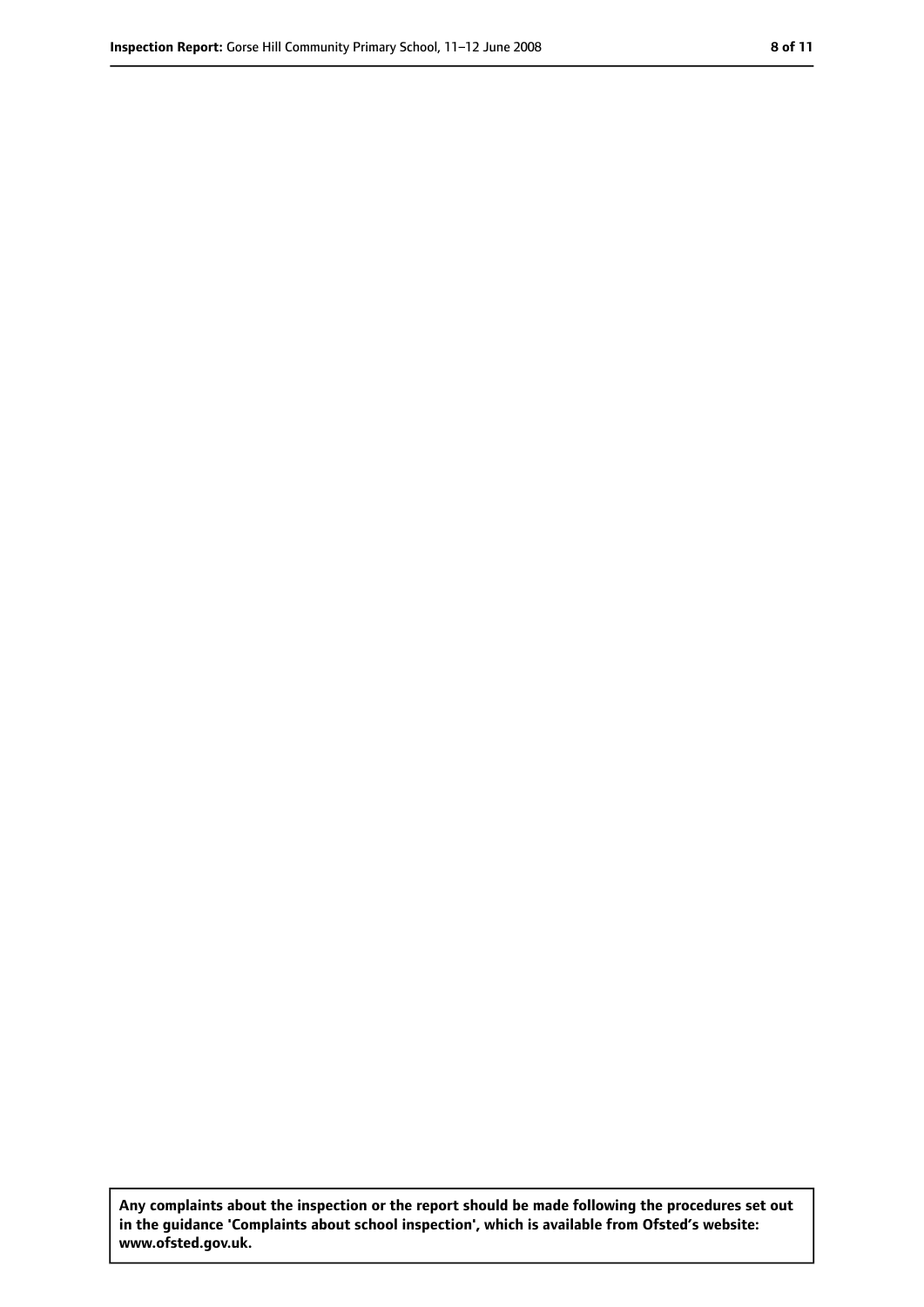**Any complaints about the inspection or the report should be made following the procedures set out in the guidance 'Complaints about school inspection', which is available from Ofsted's website: www.ofsted.gov.uk.**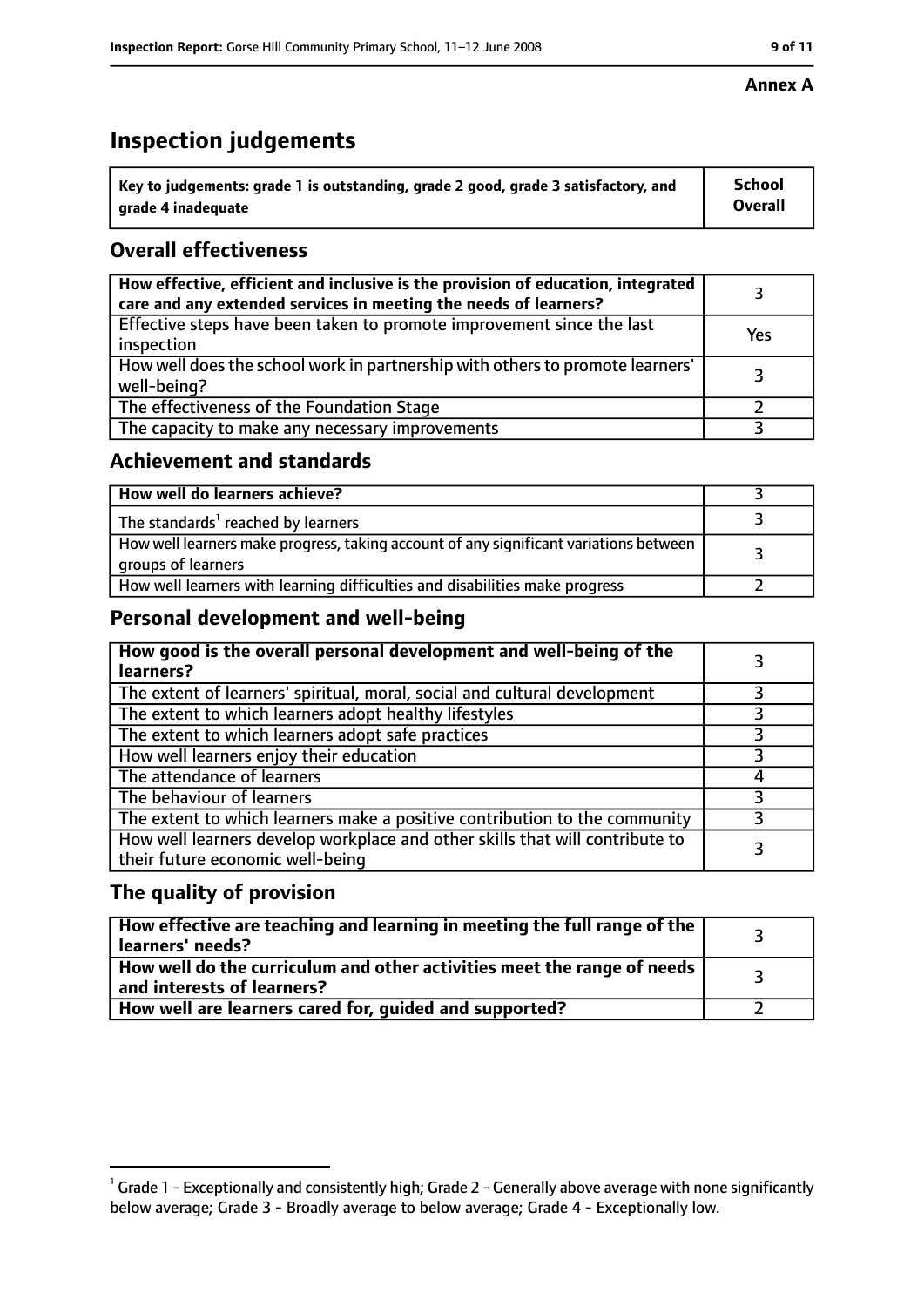**Annex A**

# Inspection judgements

| Key to judgements: grade 1 is outstanding, grade 2 good, grade 3 satisfactory, and grade 4 inadequate | School Overall |
|---|---|

## Overall effectiveness

| | |
|---|---|
| How effective, efficient and inclusive is the provision of education, integrated care and any extended services in meeting the needs of learners? | 3 |
| Effective steps have been taken to promote improvement since the last inspection | Yes |
| How well does the school work in partnership with others to promote learners' well-being? | 3 |
| The effectiveness of the Foundation Stage | 2 |
| The capacity to make any necessary improvements | 3 |

## Achievement and standards

| | |
|---|---|
| How well do learners achieve? | 3 |
| The standards[1] reached by learners | 3 |
| How well learners make progress, taking account of any significant variations between groups of learners | 3 |
| How well learners with learning difficulties and disabilities make progress | 2 |

## Personal development and well-being

| | |
|---|---|
| How good is the overall personal development and well-being of the learners? | 3 |
| The extent of learners' spiritual, moral, social and cultural development | 3 |
| The extent to which learners adopt healthy lifestyles | 3 |
| The extent to which learners adopt safe practices | 3 |
| How well learners enjoy their education | 3 |
| The attendance of learners | 4 |
| The behaviour of learners | 3 |
| The extent to which learners make a positive contribution to the community | 3 |
| How well learners develop workplace and other skills that will contribute to their future economic well-being | 3 |

## The quality of provision

| | |
|---|---|
| How effective are teaching and learning in meeting the full range of the learners' needs? | 3 |
| How well do the curriculum and other activities meet the range of needs and interests of learners? | 3 |
| How well are learners cared for, guided and supported? | 2 |

[1] Grade 1 - Exceptionally and consistently high; Grade 2 - Generally above average with none significantly below average; Grade 3 - Broadly average to below average; Grade 4 - Exceptionally low.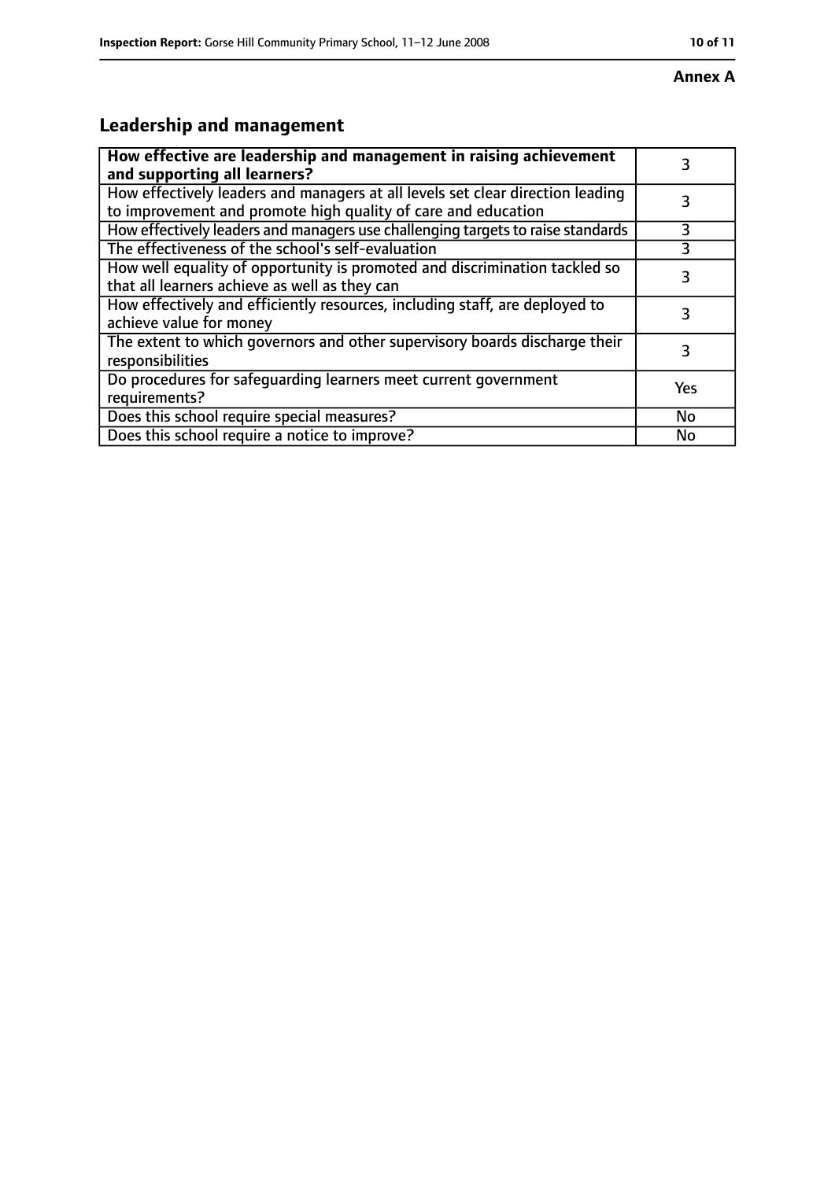**Annex A**

## Leadership and management

| How effective are leadership and management in raising achievement and supporting all learners? | 3 |
|---|---|
| How effectively leaders and managers at all levels set clear direction leading to improvement and promote high quality of care and education | 3 |
| How effectively leaders and managers use challenging targets to raise standards | 3 |
| The effectiveness of the school's self-evaluation | 3 |
| How well equality of opportunity is promoted and discrimination tackled so that all learners achieve as well as they can | 3 |
| How effectively and efficiently resources, including staff, are deployed to achieve value for money | 3 |
| The extent to which governors and other supervisory boards discharge their responsibilities | 3 |
| Do procedures for safeguarding learners meet current government requirements? | Yes |
| Does this school require special measures? | No |
| Does this school require a notice to improve? | No |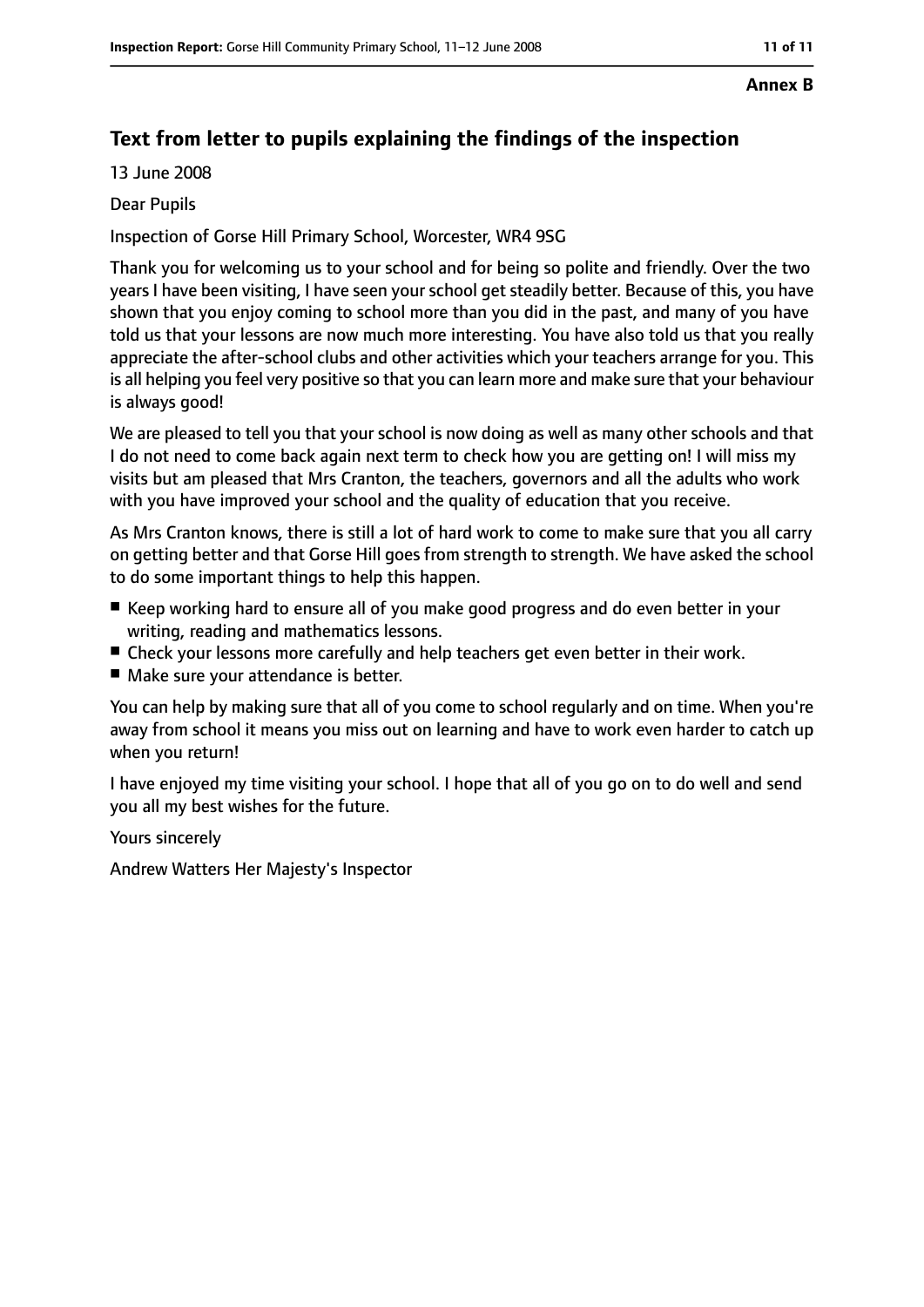**Annex B**

## Text from letter to pupils explaining the findings of the inspection

13 June 2008

Dear Pupils

Inspection of Gorse Hill Primary School, Worcester, WR4 9SG

Thank you for welcoming us to your school and for being so polite and friendly. Over the two years I have been visiting, I have seen your school get steadily better. Because of this, you have shown that you enjoy coming to school more than you did in the past, and many of you have told us that your lessons are now much more interesting. You have also told us that you really appreciate the after-school clubs and other activities which your teachers arrange for you. This is all helping you feel very positive so that you can learn more and make sure that your behaviour is always good!

We are pleased to tell you that your school is now doing as well as many other schools and that I do not need to come back again next term to check how you are getting on! I will miss my visits but am pleased that Mrs Cranton, the teachers, governors and all the adults who work with you have improved your school and the quality of education that you receive.

As Mrs Cranton knows, there is still a lot of hard work to come to make sure that you all carry on getting better and that Gorse Hill goes from strength to strength. We have asked the school to do some important things to help this happen.

- Keep working hard to ensure all of you make good progress and do even better in your writing, reading and mathematics lessons.
- Check your lessons more carefully and help teachers get even better in their work.
- Make sure your attendance is better.

You can help by making sure that all of you come to school regularly and on time. When you're away from school it means you miss out on learning and have to work even harder to catch up when you return!

I have enjoyed my time visiting your school. I hope that all of you go on to do well and send you all my best wishes for the future.

Yours sincerely

Andrew Watters Her Majesty's Inspector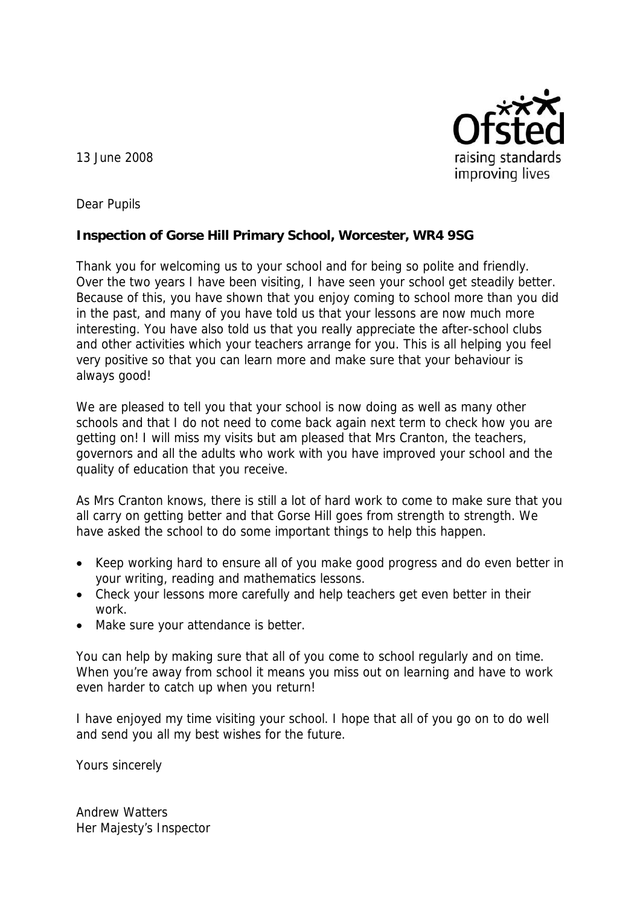13 June 2008

Dear Pupils

**Inspection of Gorse Hill Primary School, Worcester, WR4 9SG**

Thank you for welcoming us to your school and for being so polite and friendly. Over the two years I have been visiting, I have seen your school get steadily better. Because of this, you have shown that you enjoy coming to school more than you did in the past, and many of you have told us that your lessons are now much more interesting. You have also told us that you really appreciate the after-school clubs and other activities which your teachers arrange for you. This is all helping you feel very positive so that you can learn more and make sure that your behaviour is always good!

We are pleased to tell you that your school is now doing as well as many other schools and that I do not need to come back again next term to check how you are getting on! I will miss my visits but am pleased that Mrs Cranton, the teachers, governors and all the adults who work with you have improved your school and the quality of education that you receive.

As Mrs Cranton knows, there is still a lot of hard work to come to make sure that you all carry on getting better and that Gorse Hill goes from strength to strength. We have asked the school to do some important things to help this happen.

- Keep working hard to ensure all of you make good progress and do even better in your writing, reading and mathematics lessons.
- Check your lessons more carefully and help teachers get even better in their work.
- Make sure your attendance is better.

You can help by making sure that all of you come to school regularly and on time. When you're away from school it means you miss out on learning and have to work even harder to catch up when you return!

I have enjoyed my time visiting your school. I hope that all of you go on to do well and send you all my best wishes for the future.

Yours sincerely

Andrew Watters
Her Majesty's Inspector